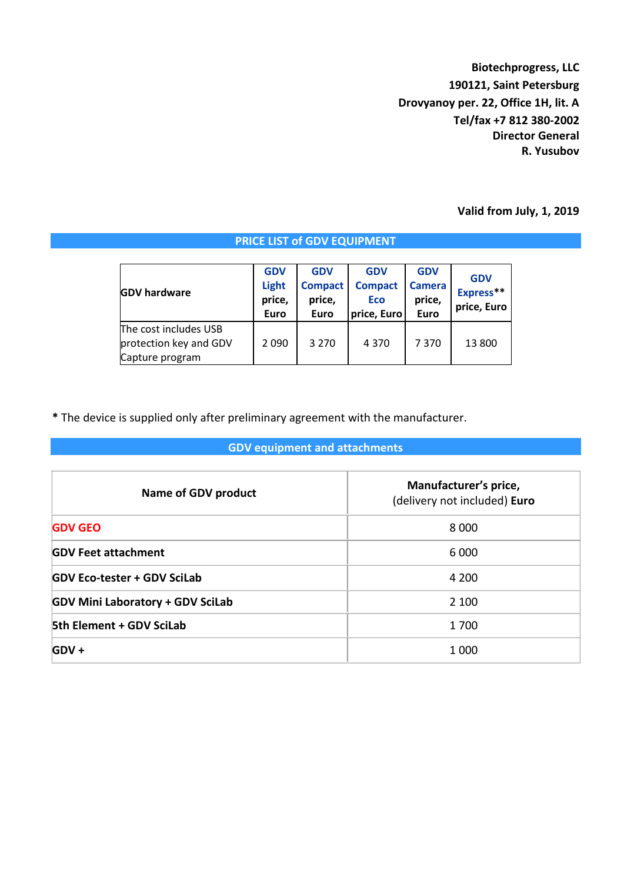**Biotechprogress, LLC**
**190121, Saint Petersburg**
**Drovyanoy per. 22, Office 1H, lit. A**
**Tel/fax +7 812 380-2002**
**Director General**
**R. Yusubov**

**Valid from July, 1, 2019**

## PRICE LIST of GDV EQUIPMENT

| GDV hardware | GDV Light price, Euro | GDV Compact price, Euro | GDV Compact Eco price, Euro | GDV Camera price, Euro | GDV Express** price, Euro |
|---|---|---|---|---|---|
| The cost includes USB protection key and GDV Capture program | 2 090 | 3 270 | 4 370 | 7 370 | 13 800 |

* The device is supplied only after preliminary agreement with the manufacturer.

## GDV equipment and attachments

| Name of GDV product | Manufacturer's price, (delivery not included) Euro |
|---|---|
| GDV GEO | 8 000 |
| GDV Feet attachment | 6 000 |
| GDV Eco-tester + GDV SciLab | 4 200 |
| GDV Mini Laboratory + GDV SciLab | 2 100 |
| 5th Element + GDV SciLab | 1 700 |
| GDV + | 1 000 |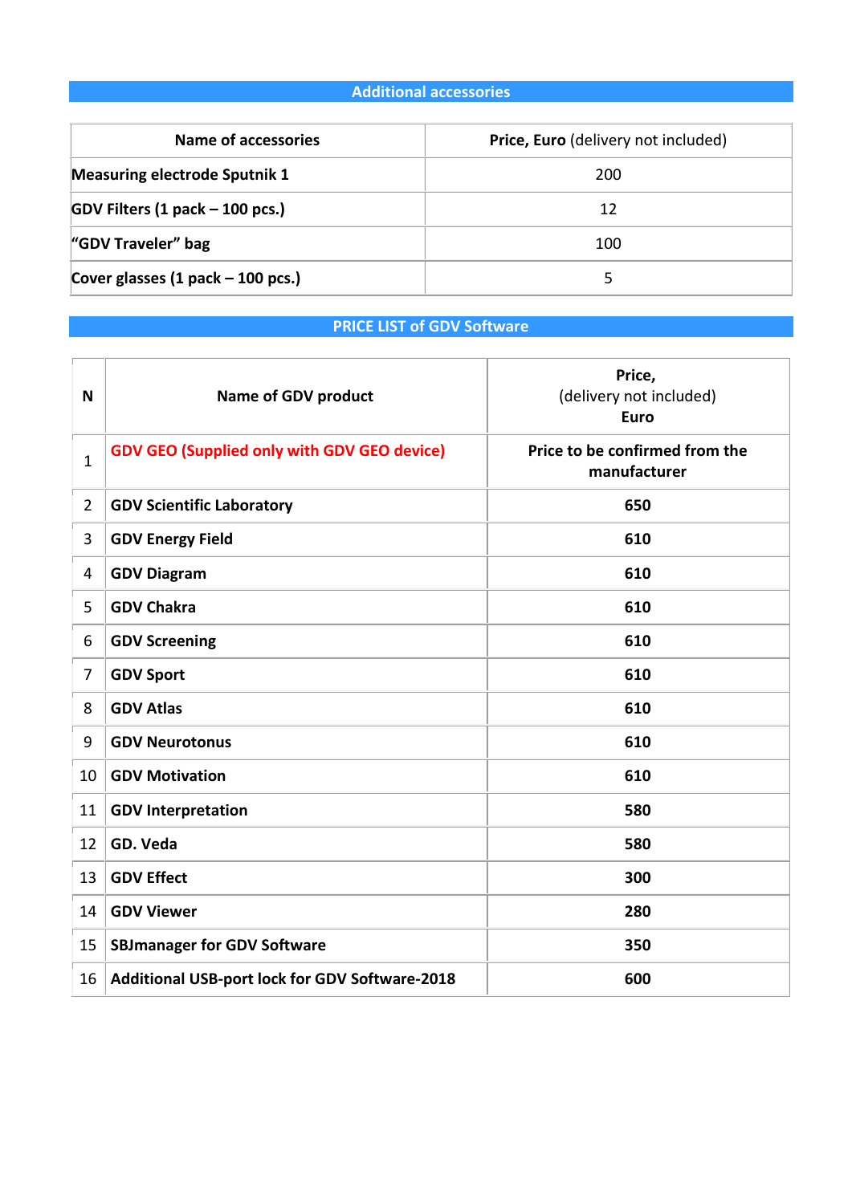## Additional accessories

| Name of accessories | **Price, Euro** (delivery not included) |
|---|---|
| **Measuring electrode Sputnik 1** | 200 |
| **GDV Filters (1 pack – 100 pcs.)** | 12 |
| **"GDV Traveler" bag** | 100 |
| **Cover glasses (1 pack – 100 pcs.)** | 5 |

## PRICE LIST of GDV Software

| N | Name of GDV product | **Price,** (delivery not included) **Euro** |
|---|---|---|
| 1 | **GDV GEO (Supplied only with GDV GEO device)** | **Price to be confirmed from the manufacturer** |
| 2 | **GDV Scientific Laboratory** | **650** |
| 3 | **GDV Energy Field** | **610** |
| 4 | **GDV Diagram** | **610** |
| 5 | **GDV Chakra** | **610** |
| 6 | **GDV Screening** | **610** |
| 7 | **GDV Sport** | **610** |
| 8 | **GDV Atlas** | **610** |
| 9 | **GDV Neurotonus** | **610** |
| 10 | **GDV Motivation** | **610** |
| 11 | **GDV Interpretation** | **580** |
| 12 | **GD. Veda** | **580** |
| 13 | **GDV Effect** | **300** |
| 14 | **GDV Viewer** | **280** |
| 15 | **SBJmanager for GDV Software** | **350** |
| 16 | **Additional USB-port lock for GDV Software-2018** | **600** |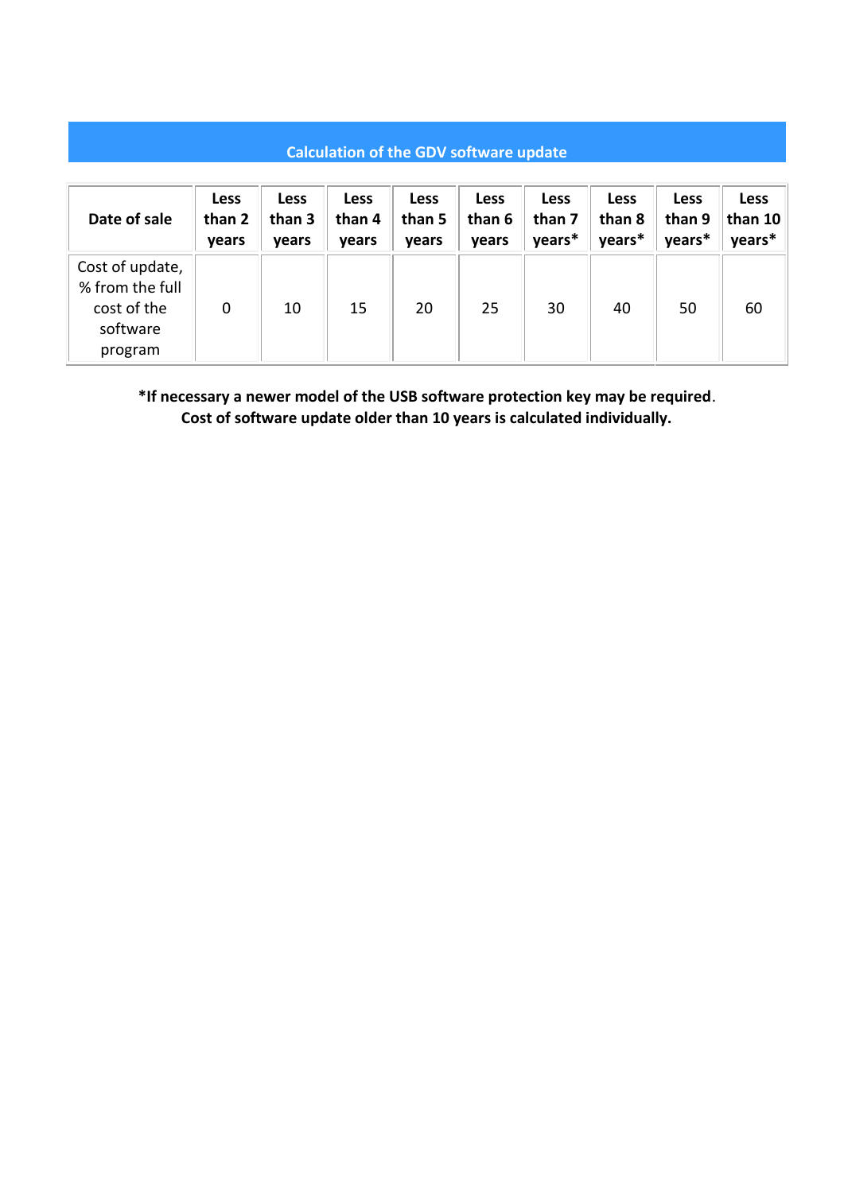## Calculation of the GDV software update

| Date of sale | Less than 2 years | Less than 3 years | Less than 4 years | Less than 5 years | Less than 6 years | Less than 7 years* | Less than 8 years* | Less than 9 years* | Less than 10 years* |
|---|---|---|---|---|---|---|---|---|---|
| Cost of update, % from the full cost of the software program | 0 | 10 | 15 | 20 | 25 | 30 | 40 | 50 | 60 |

**\*If necessary a newer model of the USB software protection key may be required**.
**Cost of software update older than 10 years is calculated individually.**